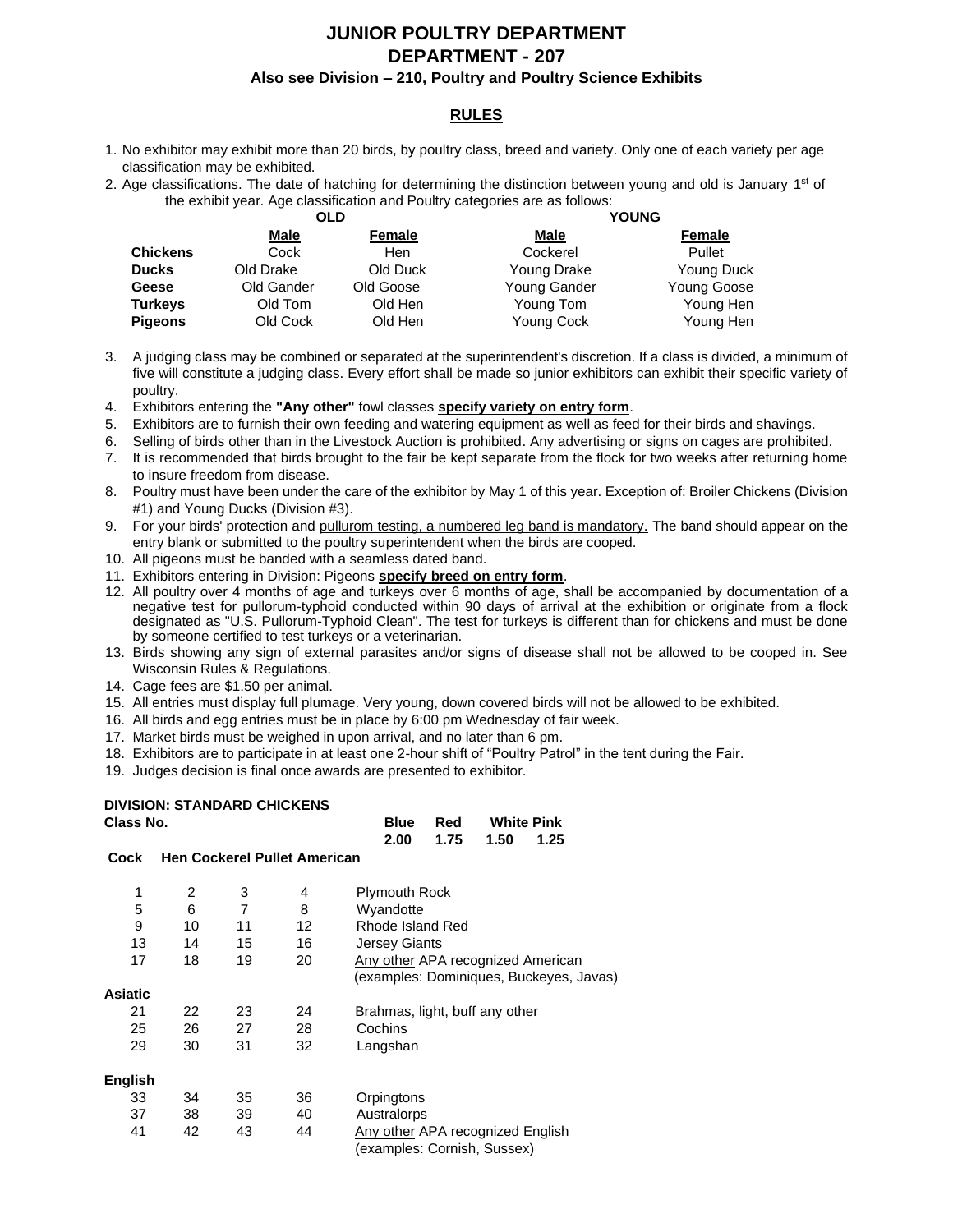# JUNIOR POULTRY DEPARTMENT

## DEPARTMENT - 207

### Also see Division – 210, Poultry and Poultry Science Exhibits

## RULES

1. No exhibitor may exhibit more than 20 birds, by poultry class, breed and variety. Only one of each variety per age classification may be exhibited.
2. Age classifications. The date of hatching for determining the distinction between young and old is January 1st of the exhibit year. Age classification and Poultry categories are as follows:

| | OLD | | YOUNG | |
|---|---|---|---|---|
| | **Male** | **Female** | **Male** | **Female** |
| **Chickens** | Cock | Hen | Cockerel | Pullet |
| **Ducks** | Old Drake | Old Duck | Young Drake | Young Duck |
| **Geese** | Old Gander | Old Goose | Young Gander | Young Goose |
| **Turkeys** | Old Tom | Old Hen | Young Tom | Young Hen |
| **Pigeons** | Old Cock | Old Hen | Young Cock | Young Hen |

3. A judging class may be combined or separated at the superintendent's discretion. If a class is divided, a minimum of five will constitute a judging class. Every effort shall be made so junior exhibitors can exhibit their specific variety of poultry.
4. Exhibitors entering the **"Any other"** fowl classes **specify variety on entry form**.
5. Exhibitors are to furnish their own feeding and watering equipment as well as feed for their birds and shavings.
6. Selling of birds other than in the Livestock Auction is prohibited. Any advertising or signs on cages are prohibited.
7. It is recommended that birds brought to the fair be kept separate from the flock for two weeks after returning home to insure freedom from disease.
8. Poultry must have been under the care of the exhibitor by May 1 of this year. Exception of: Broiler Chickens (Division #1) and Young Ducks (Division #3).
9. For your birds' protection and pullorum testing, a numbered leg band is mandatory. The band should appear on the entry blank or submitted to the poultry superintendent when the birds are cooped.
10. All pigeons must be banded with a seamless dated band.
11. Exhibitors entering in Division: Pigeons **specify breed on entry form**.
12. All poultry over 4 months of age and turkeys over 6 months of age, shall be accompanied by documentation of a negative test for pullorum-typhoid conducted within 90 days of arrival at the exhibition or originate from a flock designated as "U.S. Pullorum-Typhoid Clean". The test for turkeys is different than for chickens and must be done by someone certified to test turkeys or a veterinarian.
13. Birds showing any sign of external parasites and/or signs of disease shall not be allowed to be cooped in. See Wisconsin Rules & Regulations.
14. Cage fees are $1.50 per animal.
15. All entries must display full plumage. Very young, down covered birds will not be allowed to be exhibited.
16. All birds and egg entries must be in place by 6:00 pm Wednesday of fair week.
17. Market birds must be weighed in upon arrival, and no later than 6 pm.
18. Exhibitors are to participate in at least one 2-hour shift of "Poultry Patrol" in the tent during the Fair.
19. Judges decision is final once awards are presented to exhibitor.

**DIVISION: STANDARD CHICKENS**

**Class No.** — **Blue** 2.00, **Red** 1.75, **White** 1.50, **Pink** 1.25

| Cock | Hen | Cockerel | Pullet | American |
|---|---|---|---|---|
| 1 | 2 | 3 | 4 | Plymouth Rock |
| 5 | 6 | 7 | 8 | Wyandotte |
| 9 | 10 | 11 | 12 | Rhode Island Red |
| 13 | 14 | 15 | 16 | Jersey Giants |
| 17 | 18 | 19 | 20 | Any other APA recognized American (examples: Dominiques, Buckeyes, Javas) |
| **Asiatic** | | | | |
| 21 | 22 | 23 | 24 | Brahmas, light, buff any other |
| 25 | 26 | 27 | 28 | Cochins |
| 29 | 30 | 31 | 32 | Langshan |
| **English** | | | | |
| 33 | 34 | 35 | 36 | Orpingtons |
| 37 | 38 | 39 | 40 | Australorps |
| 41 | 42 | 43 | 44 | Any other APA recognized English (examples: Cornish, Sussex) |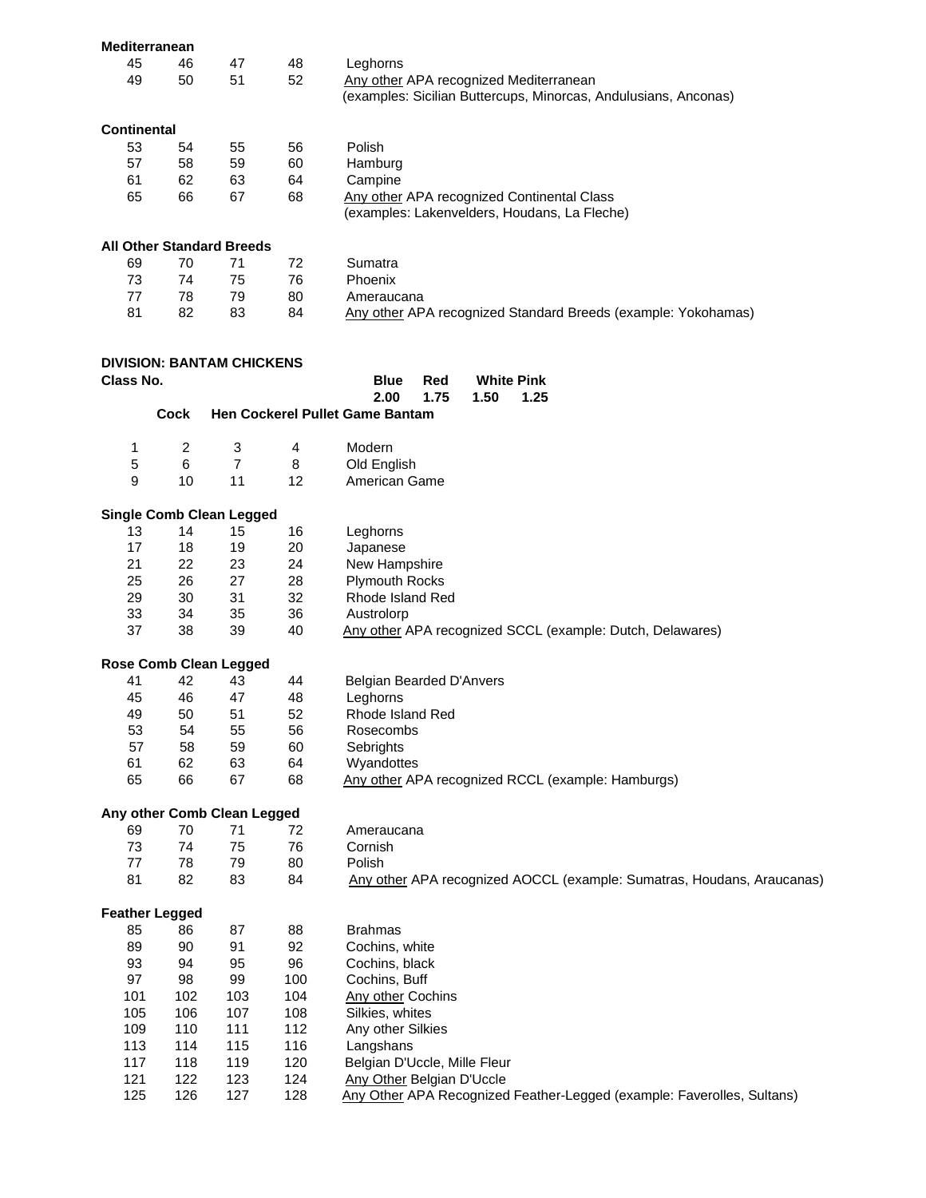**Mediterranean**

| | | | | |
|---|---|---|---|---|
| 45 | 46 | 47 | 48 | Leghorns |
| 49 | 50 | 51 | 52 | Any other APA recognized Mediterranean (examples: Sicilian Buttercups, Minorcas, Andulusians, Anconas) |

**Continental**

| | | | | |
|---|---|---|---|---|
| 53 | 54 | 55 | 56 | Polish |
| 57 | 58 | 59 | 60 | Hamburg |
| 61 | 62 | 63 | 64 | Campine |
| 65 | 66 | 67 | 68 | Any other APA recognized Continental Class (examples: Lakenvelders, Houdans, La Fleche) |

**All Other Standard Breeds**

| | | | | |
|---|---|---|---|---|
| 69 | 70 | 71 | 72 | Sumatra |
| 73 | 74 | 75 | 76 | Phoenix |
| 77 | 78 | 79 | 80 | Ameraucana |
| 81 | 82 | 83 | 84 | Any other APA recognized Standard Breeds (example: Yokohamas) |

## DIVISION: BANTAM CHICKENS

**Class No.** — Blue 2.00, Red 1.75, White 1.50, Pink 1.25

| Cock | Hen | Cockerel | Pullet | Game Bantam |
|---|---|---|---|---|
| 1 | 2 | 3 | 4 | Modern |
| 5 | 6 | 7 | 8 | Old English |
| 9 | 10 | 11 | 12 | American Game |

**Single Comb Clean Legged**

| | | | | |
|---|---|---|---|---|
| 13 | 14 | 15 | 16 | Leghorns |
| 17 | 18 | 19 | 20 | Japanese |
| 21 | 22 | 23 | 24 | New Hampshire |
| 25 | 26 | 27 | 28 | Plymouth Rocks |
| 29 | 30 | 31 | 32 | Rhode Island Red |
| 33 | 34 | 35 | 36 | Austrolorp |
| 37 | 38 | 39 | 40 | Any other APA recognized SCCL (example: Dutch, Delawares) |

**Rose Comb Clean Legged**

| | | | | |
|---|---|---|---|---|
| 41 | 42 | 43 | 44 | Belgian Bearded D'Anvers |
| 45 | 46 | 47 | 48 | Leghorns |
| 49 | 50 | 51 | 52 | Rhode Island Red |
| 53 | 54 | 55 | 56 | Rosecombs |
| 57 | 58 | 59 | 60 | Sebrights |
| 61 | 62 | 63 | 64 | Wyandottes |
| 65 | 66 | 67 | 68 | Any other APA recognized RCCL (example: Hamburgs) |

**Any other Comb Clean Legged**

| | | | | |
|---|---|---|---|---|
| 69 | 70 | 71 | 72 | Ameraucana |
| 73 | 74 | 75 | 76 | Cornish |
| 77 | 78 | 79 | 80 | Polish |
| 81 | 82 | 83 | 84 | Any other APA recognized AOCCL (example: Sumatras, Houdans, Araucanas) |

**Feather Legged**

| | | | | |
|---|---|---|---|---|
| 85 | 86 | 87 | 88 | Brahmas |
| 89 | 90 | 91 | 92 | Cochins, white |
| 93 | 94 | 95 | 96 | Cochins, black |
| 97 | 98 | 99 | 100 | Cochins, Buff |
| 101 | 102 | 103 | 104 | Any other Cochins |
| 105 | 106 | 107 | 108 | Silkies, whites |
| 109 | 110 | 111 | 112 | Any other Silkies |
| 113 | 114 | 115 | 116 | Langshans |
| 117 | 118 | 119 | 120 | Belgian D'Uccle, Mille Fleur |
| 121 | 122 | 123 | 124 | Any Other Belgian D'Uccle |
| 125 | 126 | 127 | 128 | Any Other APA Recognized Feather-Legged (example: Faverolles, Sultans) |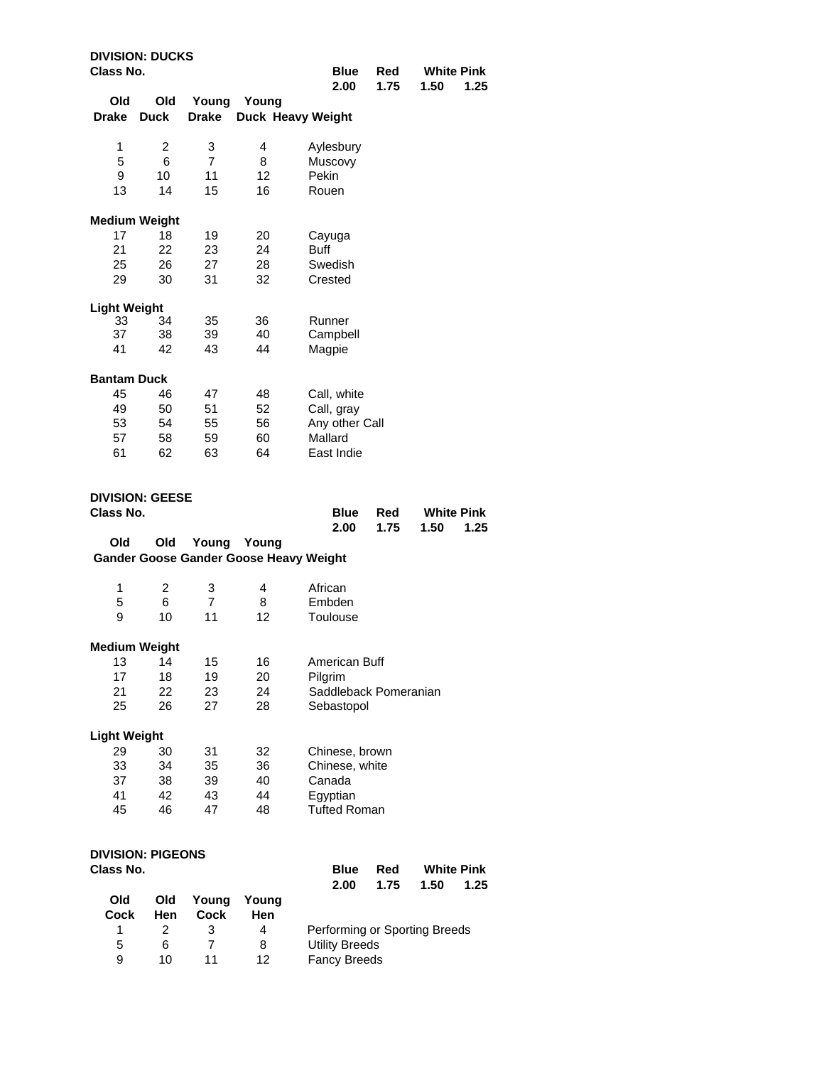## DIVISION: DUCKS

Class No.

| Blue | Red | White | Pink |
|---|---|---|---|
| 2.00 | 1.75 | 1.50 | 1.25 |

| Old Drake | Old Duck | Young Drake | Young Duck | Heavy Weight |
|---|---|---|---|---|
| 1 | 2 | 3 | 4 | Aylesbury |
| 5 | 6 | 7 | 8 | Muscovy |
| 9 | 10 | 11 | 12 | Pekin |
| 13 | 14 | 15 | 16 | Rouen |
| **Medium Weight** | | | | |
| 17 | 18 | 19 | 20 | Cayuga |
| 21 | 22 | 23 | 24 | Buff |
| 25 | 26 | 27 | 28 | Swedish |
| 29 | 30 | 31 | 32 | Crested |
| **Light Weight** | | | | |
| 33 | 34 | 35 | 36 | Runner |
| 37 | 38 | 39 | 40 | Campbell |
| 41 | 42 | 43 | 44 | Magpie |
| **Bantam Duck** | | | | |
| 45 | 46 | 47 | 48 | Call, white |
| 49 | 50 | 51 | 52 | Call, gray |
| 53 | 54 | 55 | 56 | Any other Call |
| 57 | 58 | 59 | 60 | Mallard |
| 61 | 62 | 63 | 64 | East Indie |

## DIVISION: GEESE

Class No.

| Blue | Red | White | Pink |
|---|---|---|---|
| 2.00 | 1.75 | 1.50 | 1.25 |

| Old Gander | Old Goose | Young Gander | Young Goose | Heavy Weight |
|---|---|---|---|---|
| 1 | 2 | 3 | 4 | African |
| 5 | 6 | 7 | 8 | Embden |
| 9 | 10 | 11 | 12 | Toulouse |
| **Medium Weight** | | | | |
| 13 | 14 | 15 | 16 | American Buff |
| 17 | 18 | 19 | 20 | Pilgrim |
| 21 | 22 | 23 | 24 | Saddleback Pomeranian |
| 25 | 26 | 27 | 28 | Sebastopol |
| **Light Weight** | | | | |
| 29 | 30 | 31 | 32 | Chinese, brown |
| 33 | 34 | 35 | 36 | Chinese, white |
| 37 | 38 | 39 | 40 | Canada |
| 41 | 42 | 43 | 44 | Egyptian |
| 45 | 46 | 47 | 48 | Tufted Roman |

## DIVISION: PIGEONS

Class No.

| Blue | Red | White | Pink |
|---|---|---|---|
| 2.00 | 1.75 | 1.50 | 1.25 |

| Old Cock | Old Hen | Young Cock | Young Hen | |
|---|---|---|---|---|
| 1 | 2 | 3 | 4 | Performing or Sporting Breeds |
| 5 | 6 | 7 | 8 | Utility Breeds |
| 9 | 10 | 11 | 12 | Fancy Breeds |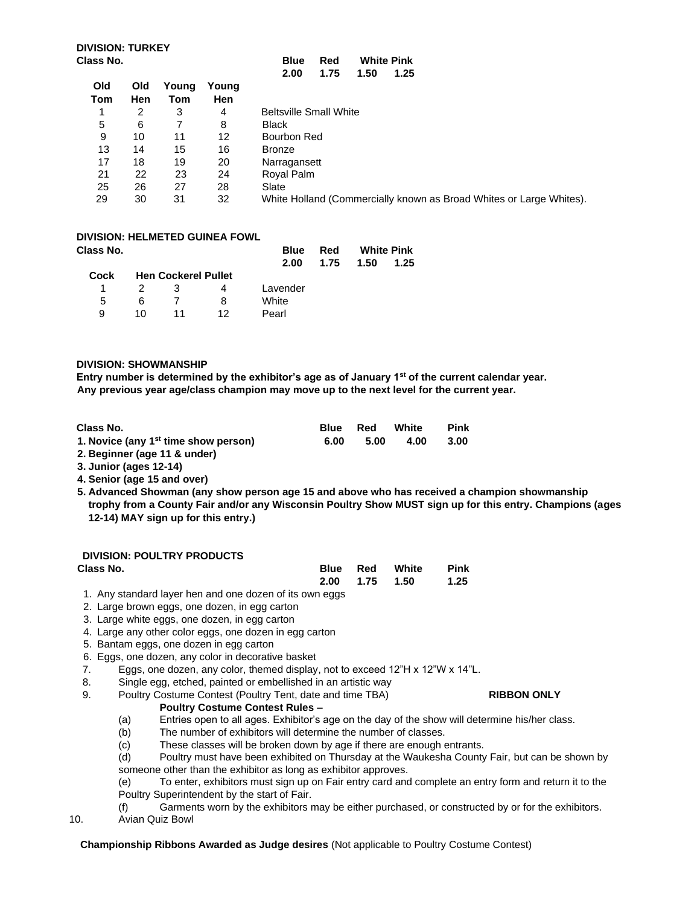**DIVISION: TURKEY**

**Class No.**

| Blue | Red | White | Pink |
|---|---|---|---|
| 2.00 | 1.75 | 1.50 | 1.25 |

| Old Tom | Old Hen | Young Tom | Young Hen | |
|---|---|---|---|---|
| 1 | 2 | 3 | 4 | Beltsville Small White |
| 5 | 6 | 7 | 8 | Black |
| 9 | 10 | 11 | 12 | Bourbon Red |
| 13 | 14 | 15 | 16 | Bronze |
| 17 | 18 | 19 | 20 | Narragansett |
| 21 | 22 | 23 | 24 | Royal Palm |
| 25 | 26 | 27 | 28 | Slate |
| 29 | 30 | 31 | 32 | White Holland (Commercially known as Broad Whites or Large Whites). |

**DIVISION: HELMETED GUINEA FOWL**

**Class No.**

| Blue | Red | White | Pink |
|---|---|---|---|
| 2.00 | 1.75 | 1.50 | 1.25 |

| Cock | Hen | Cockerel | Pullet | |
|---|---|---|---|---|
| 1 | 2 | 3 | 4 | Lavender |
| 5 | 6 | 7 | 8 | White |
| 9 | 10 | 11 | 12 | Pearl |

**DIVISION: SHOWMANSHIP**

**Entry number is determined by the exhibitor's age as of January 1st of the current calendar year.**
**Any previous year age/class champion may move up to the next level for the current year.**

| Class No. | Blue | Red | White | Pink |
|---|---|---|---|---|
| | 6.00 | 5.00 | 4.00 | 3.00 |

**1. Novice (any 1st time show person)**
**2. Beginner (age 11 & under)**
**3. Junior (ages 12-14)**
**4. Senior (age 15 and over)**
**5. Advanced Showman (any show person age 15 and above who has received a champion showmanship trophy from a County Fair and/or any Wisconsin Poultry Show MUST sign up for this entry. Champions (ages 12-14) MAY sign up for this entry.)**

**DIVISION: POULTRY PRODUCTS**

| Class No. | Blue | Red | White | Pink |
|---|---|---|---|---|
| | 2.00 | 1.75 | 1.50 | 1.25 |

1. Any standard layer hen and one dozen of its own eggs
2. Large brown eggs, one dozen, in egg carton
3. Large white eggs, one dozen, in egg carton
4. Large any other color eggs, one dozen in egg carton
5. Bantam eggs, one dozen in egg carton
6. Eggs, one dozen, any color in decorative basket
7. Eggs, one dozen, any color, themed display, not to exceed 12"H x 12"W x 14"L.
8. Single egg, etched, painted or embellished in an artistic way
9. Poultry Costume Contest (Poultry Tent, date and time TBA) **RIBBON ONLY**

   **Poultry Costume Contest Rules –**

   (a) Entries open to all ages. Exhibitor's age on the day of the show will determine his/her class.
   (b) The number of exhibitors will determine the number of classes.
   (c) These classes will be broken down by age if there are enough entrants.
   (d) Poultry must have been exhibited on Thursday at the Waukesha County Fair, but can be shown by someone other than the exhibitor as long as exhibitor approves.
   (e) To enter, exhibitors must sign up on Fair entry card and complete an entry form and return it to the Poultry Superintendent by the start of Fair.
   (f) Garments worn by the exhibitors may be either purchased, or constructed by or for the exhibitors.
10. Avian Quiz Bowl

**Championship Ribbons Awarded as Judge desires** (Not applicable to Poultry Costume Contest)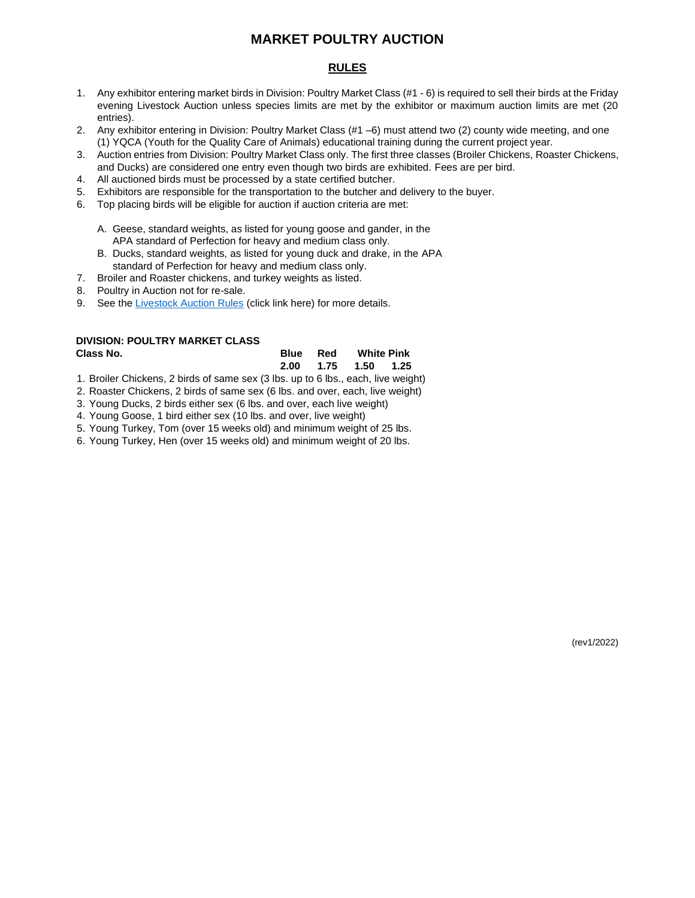# MARKET POULTRY AUCTION

## RULES

1. Any exhibitor entering market birds in Division: Poultry Market Class (#1 - 6) is required to sell their birds at the Friday evening Livestock Auction unless species limits are met by the exhibitor or maximum auction limits are met (20 entries).
2. Any exhibitor entering in Division: Poultry Market Class (#1 –6) must attend two (2) county wide meeting, and one (1) YQCA (Youth for the Quality Care of Animals) educational training during the current project year.
3. Auction entries from Division: Poultry Market Class only. The first three classes (Broiler Chickens, Roaster Chickens, and Ducks) are considered one entry even though two birds are exhibited. Fees are per bird.
4. All auctioned birds must be processed by a state certified butcher.
5. Exhibitors are responsible for the transportation to the butcher and delivery to the buyer.
6. Top placing birds will be eligible for auction if auction criteria are met:

   A. Geese, standard weights, as listed for young goose and gander, in the APA standard of Perfection for heavy and medium class only.

   B. Ducks, standard weights, as listed for young duck and drake, in the APA standard of Perfection for heavy and medium class only.
7. Broiler and Roaster chickens, and turkey weights as listed.
8. Poultry in Auction not for re-sale.
9. See the Livestock Auction Rules (click link here) for more details.

**DIVISION: POULTRY MARKET CLASS**

| Class No. | Blue | Red | White | Pink |
|---|---|---|---|---|
| | 2.00 | 1.75 | 1.50 | 1.25 |

1. Broiler Chickens, 2 birds of same sex (3 lbs. up to 6 lbs., each, live weight)
2. Roaster Chickens, 2 birds of same sex (6 lbs. and over, each, live weight)
3. Young Ducks, 2 birds either sex (6 lbs. and over, each live weight)
4. Young Goose, 1 bird either sex (10 lbs. and over, live weight)
5. Young Turkey, Tom (over 15 weeks old) and minimum weight of 25 lbs.
6. Young Turkey, Hen (over 15 weeks old) and minimum weight of 20 lbs.

(rev1/2022)